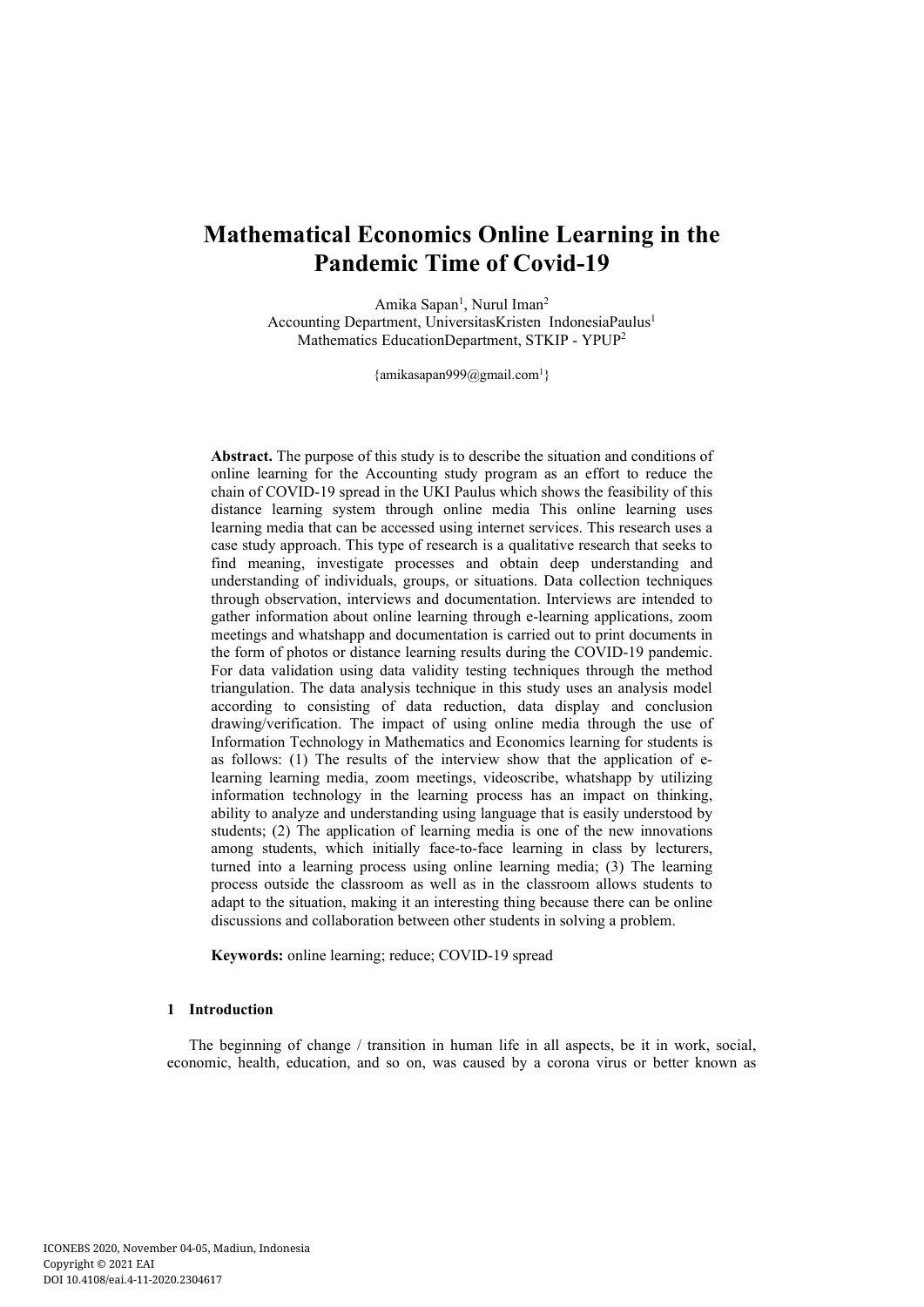# Mathematical Economics Online Learning in the Pandemic Time of Covid-19

Amika Sapan[1], Nurul Iman[2]
Accounting Department, UniversitasKristen IndonesiaPaulus[1]
Mathematics EducationDepartment, STKIP - YPUP[2]

{amikasapan999@gmail.com[1]}

**Abstract.** The purpose of this study is to describe the situation and conditions of online learning for the Accounting study program as an effort to reduce the chain of COVID-19 spread in the UKI Paulus which shows the feasibility of this distance learning system through online media This online learning uses learning media that can be accessed using internet services. This research uses a case study approach. This type of research is a qualitative research that seeks to find meaning, investigate processes and obtain deep understanding and understanding of individuals, groups, or situations. Data collection techniques through observation, interviews and documentation. Interviews are intended to gather information about online learning through e-learning applications, zoom meetings and whatshapp and documentation is carried out to print documents in the form of photos or distance learning results during the COVID-19 pandemic. For data validation using data validity testing techniques through the method triangulation. The data analysis technique in this study uses an analysis model according to consisting of data reduction, data display and conclusion drawing/verification. The impact of using online media through the use of Information Technology in Mathematics and Economics learning for students is as follows: (1) The results of the interview show that the application of e-learning learning media, zoom meetings, videoscribe, whatshapp by utilizing information technology in the learning process has an impact on thinking, ability to analyze and understanding using language that is easily understood by students; (2) The application of learning media is one of the new innovations among students, which initially face-to-face learning in class by lecturers, turned into a learning process using online learning media; (3) The learning process outside the classroom as well as in the classroom allows students to adapt to the situation, making it an interesting thing because there can be online discussions and collaboration between other students in solving a problem.

**Keywords:** online learning; reduce; COVID-19 spread

## 1 Introduction

The beginning of change / transition in human life in all aspects, be it in work, social, economic, health, education, and so on, was caused by a corona virus or better known as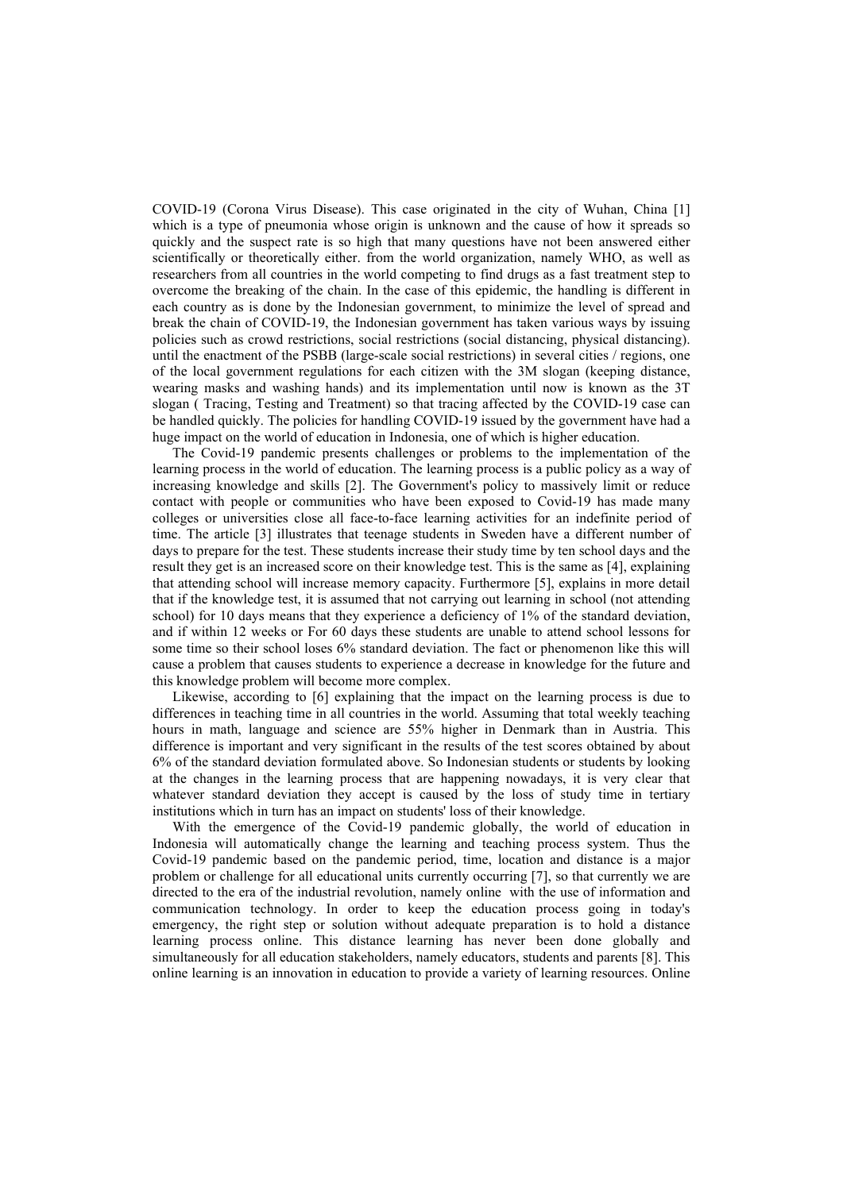COVID-19 (Corona Virus Disease). This case originated in the city of Wuhan, China [1] which is a type of pneumonia whose origin is unknown and the cause of how it spreads so quickly and the suspect rate is so high that many questions have not been answered either scientifically or theoretically either. from the world organization, namely WHO, as well as researchers from all countries in the world competing to find drugs as a fast treatment step to overcome the breaking of the chain. In the case of this epidemic, the handling is different in each country as is done by the Indonesian government, to minimize the level of spread and break the chain of COVID-19, the Indonesian government has taken various ways by issuing policies such as crowd restrictions, social restrictions (social distancing, physical distancing). until the enactment of the PSBB (large-scale social restrictions) in several cities / regions, one of the local government regulations for each citizen with the 3M slogan (keeping distance, wearing masks and washing hands) and its implementation until now is known as the 3T slogan ( Tracing, Testing and Treatment) so that tracing affected by the COVID-19 case can be handled quickly. The policies for handling COVID-19 issued by the government have had a huge impact on the world of education in Indonesia, one of which is higher education.

The Covid-19 pandemic presents challenges or problems to the implementation of the learning process in the world of education. The learning process is a public policy as a way of increasing knowledge and skills [2]. The Government's policy to massively limit or reduce contact with people or communities who have been exposed to Covid-19 has made many colleges or universities close all face-to-face learning activities for an indefinite period of time. The article [3] illustrates that teenage students in Sweden have a different number of days to prepare for the test. These students increase their study time by ten school days and the result they get is an increased score on their knowledge test. This is the same as [4], explaining that attending school will increase memory capacity. Furthermore [5], explains in more detail that if the knowledge test, it is assumed that not carrying out learning in school (not attending school) for 10 days means that they experience a deficiency of 1% of the standard deviation, and if within 12 weeks or For 60 days these students are unable to attend school lessons for some time so their school loses 6% standard deviation. The fact or phenomenon like this will cause a problem that causes students to experience a decrease in knowledge for the future and this knowledge problem will become more complex.

Likewise, according to [6] explaining that the impact on the learning process is due to differences in teaching time in all countries in the world. Assuming that total weekly teaching hours in math, language and science are 55% higher in Denmark than in Austria. This difference is important and very significant in the results of the test scores obtained by about 6% of the standard deviation formulated above. So Indonesian students or students by looking at the changes in the learning process that are happening nowadays, it is very clear that whatever standard deviation they accept is caused by the loss of study time in tertiary institutions which in turn has an impact on students' loss of their knowledge.

With the emergence of the Covid-19 pandemic globally, the world of education in Indonesia will automatically change the learning and teaching process system. Thus the Covid-19 pandemic based on the pandemic period, time, location and distance is a major problem or challenge for all educational units currently occurring [7], so that currently we are directed to the era of the industrial revolution, namely online with the use of information and communication technology. In order to keep the education process going in today's emergency, the right step or solution without adequate preparation is to hold a distance learning process online. This distance learning has never been done globally and simultaneously for all education stakeholders, namely educators, students and parents [8]. This online learning is an innovation in education to provide a variety of learning resources. Online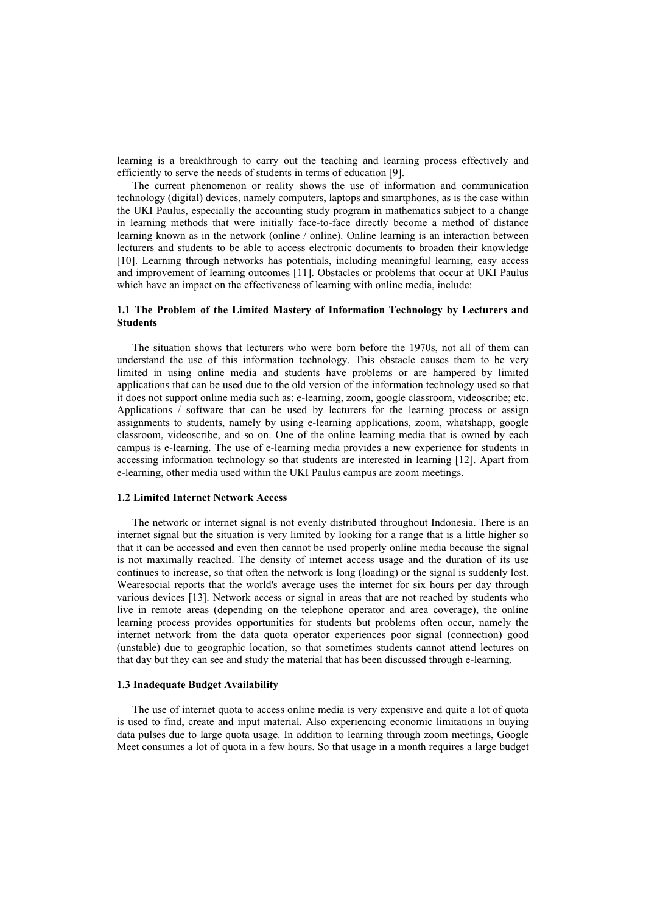learning is a breakthrough to carry out the teaching and learning process effectively and efficiently to serve the needs of students in terms of education [9].

The current phenomenon or reality shows the use of information and communication technology (digital) devices, namely computers, laptops and smartphones, as is the case within the UKI Paulus, especially the accounting study program in mathematics subject to a change in learning methods that were initially face-to-face directly become a method of distance learning known as in the network (online / online). Online learning is an interaction between lecturers and students to be able to access electronic documents to broaden their knowledge [10]. Learning through networks has potentials, including meaningful learning, easy access and improvement of learning outcomes [11]. Obstacles or problems that occur at UKI Paulus which have an impact on the effectiveness of learning with online media, include:

### 1.1 The Problem of the Limited Mastery of Information Technology by Lecturers and Students

The situation shows that lecturers who were born before the 1970s, not all of them can understand the use of this information technology. This obstacle causes them to be very limited in using online media and students have problems or are hampered by limited applications that can be used due to the old version of the information technology used so that it does not support online media such as: e-learning, zoom, google classroom, videoscribe; etc. Applications / software that can be used by lecturers for the learning process or assign assignments to students, namely by using e-learning applications, zoom, whatshapp, google classroom, videoscribe, and so on. One of the online learning media that is owned by each campus is e-learning. The use of e-learning media provides a new experience for students in accessing information technology so that students are interested in learning [12]. Apart from e-learning, other media used within the UKI Paulus campus are zoom meetings.

### 1.2 Limited Internet Network Access

The network or internet signal is not evenly distributed throughout Indonesia. There is an internet signal but the situation is very limited by looking for a range that is a little higher so that it can be accessed and even then cannot be used properly online media because the signal is not maximally reached. The density of internet access usage and the duration of its use continues to increase, so that often the network is long (loading) or the signal is suddenly lost. Wearesocial reports that the world's average uses the internet for six hours per day through various devices [13]. Network access or signal in areas that are not reached by students who live in remote areas (depending on the telephone operator and area coverage), the online learning process provides opportunities for students but problems often occur, namely the internet network from the data quota operator experiences poor signal (connection) good (unstable) due to geographic location, so that sometimes students cannot attend lectures on that day but they can see and study the material that has been discussed through e-learning.

### 1.3 Inadequate Budget Availability

The use of internet quota to access online media is very expensive and quite a lot of quota is used to find, create and input material. Also experiencing economic limitations in buying data pulses due to large quota usage. In addition to learning through zoom meetings, Google Meet consumes a lot of quota in a few hours. So that usage in a month requires a large budget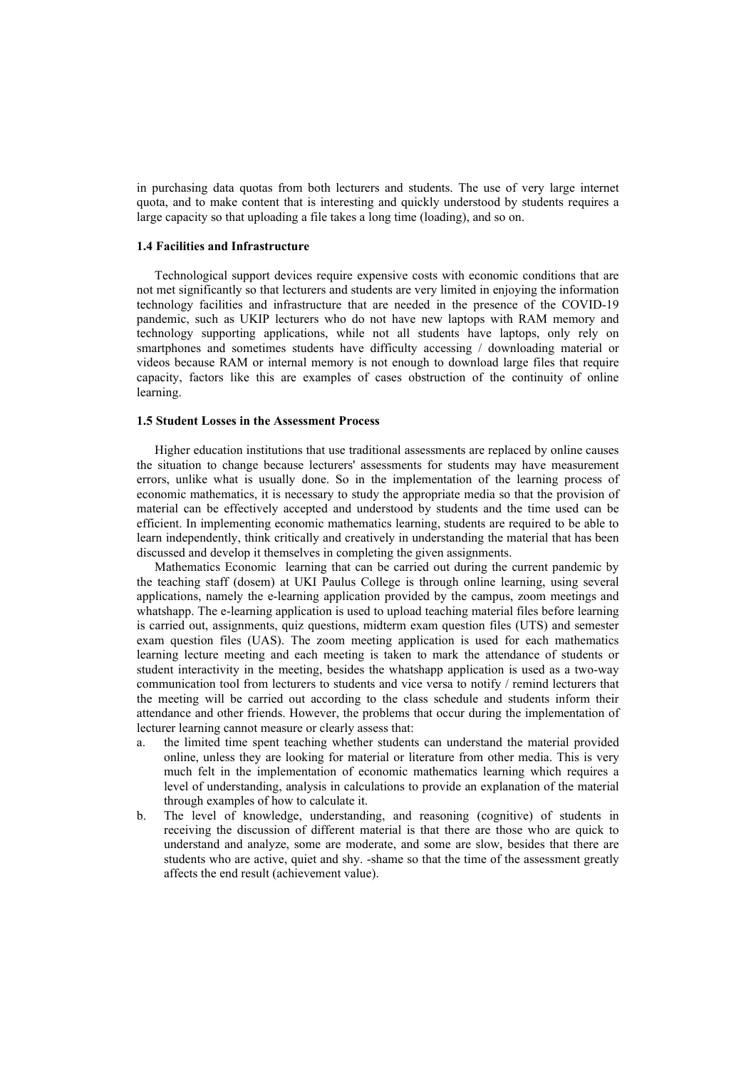in purchasing data quotas from both lecturers and students. The use of very large internet quota, and to make content that is interesting and quickly understood by students requires a large capacity so that uploading a file takes a long time (loading), and so on.

### 1.4 Facilities and Infrastructure

Technological support devices require expensive costs with economic conditions that are not met significantly so that lecturers and students are very limited in enjoying the information technology facilities and infrastructure that are needed in the presence of the COVID-19 pandemic, such as UKIP lecturers who do not have new laptops with RAM memory and technology supporting applications, while not all students have laptops, only rely on smartphones and sometimes students have difficulty accessing / downloading material or videos because RAM or internal memory is not enough to download large files that require capacity, factors like this are examples of cases obstruction of the continuity of online learning.

### 1.5 Student Losses in the Assessment Process

Higher education institutions that use traditional assessments are replaced by online causes the situation to change because lecturers' assessments for students may have measurement errors, unlike what is usually done. So in the implementation of the learning process of economic mathematics, it is necessary to study the appropriate media so that the provision of material can be effectively accepted and understood by students and the time used can be efficient. In implementing economic mathematics learning, students are required to be able to learn independently, think critically and creatively in understanding the material that has been discussed and develop it themselves in completing the given assignments.

Mathematics Economic learning that can be carried out during the current pandemic by the teaching staff (dosem) at UKI Paulus College is through online learning, using several applications, namely the e-learning application provided by the campus, zoom meetings and whatshapp. The e-learning application is used to upload teaching material files before learning is carried out, assignments, quiz questions, midterm exam question files (UTS) and semester exam question files (UAS). The zoom meeting application is used for each mathematics learning lecture meeting and each meeting is taken to mark the attendance of students or student interactivity in the meeting, besides the whatshapp application is used as a two-way communication tool from lecturers to students and vice versa to notify / remind lecturers that the meeting will be carried out according to the class schedule and students inform their attendance and other friends. However, the problems that occur during the implementation of lecturer learning cannot measure or clearly assess that:

a. the limited time spent teaching whether students can understand the material provided online, unless they are looking for material or literature from other media. This is very much felt in the implementation of economic mathematics learning which requires a level of understanding, analysis in calculations to provide an explanation of the material through examples of how to calculate it.
b. The level of knowledge, understanding, and reasoning (cognitive) of students in receiving the discussion of different material is that there are those who are quick to understand and analyze, some are moderate, and some are slow, besides that there are students who are active, quiet and shy. -shame so that the time of the assessment greatly affects the end result (achievement value).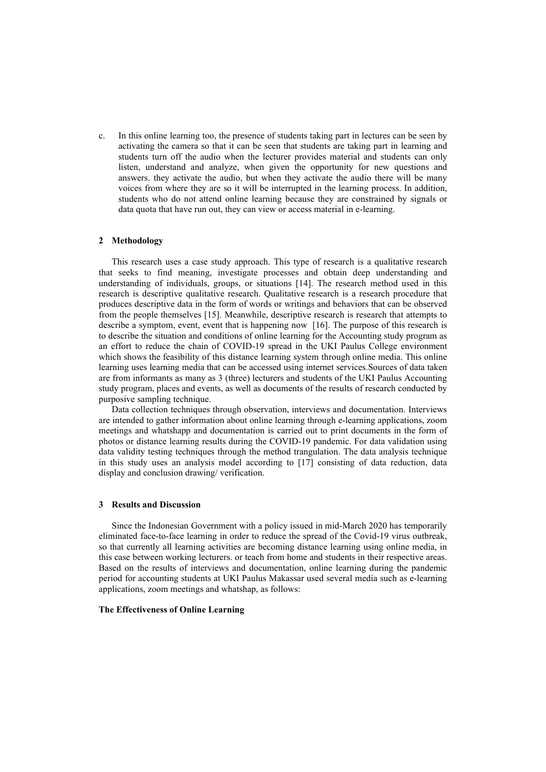c. In this online learning too, the presence of students taking part in lectures can be seen by activating the camera so that it can be seen that students are taking part in learning and students turn off the audio when the lecturer provides material and students can only listen, understand and analyze, when given the opportunity for new questions and answers. they activate the audio, but when they activate the audio there will be many voices from where they are so it will be interrupted in the learning process. In addition, students who do not attend online learning because they are constrained by signals or data quota that have run out, they can view or access material in e-learning.

## 2 Methodology

This research uses a case study approach. This type of research is a qualitative research that seeks to find meaning, investigate processes and obtain deep understanding and understanding of individuals, groups, or situations [14]. The research method used in this research is descriptive qualitative research. Qualitative research is a research procedure that produces descriptive data in the form of words or writings and behaviors that can be observed from the people themselves [15]. Meanwhile, descriptive research is research that attempts to describe a symptom, event, event that is happening now [16]. The purpose of this research is to describe the situation and conditions of online learning for the Accounting study program as an effort to reduce the chain of COVID-19 spread in the UKI Paulus College environment which shows the feasibility of this distance learning system through online media. This online learning uses learning media that can be accessed using internet services.Sources of data taken are from informants as many as 3 (three) lecturers and students of the UKI Paulus Accounting study program, places and events, as well as documents of the results of research conducted by purposive sampling technique.

Data collection techniques through observation, interviews and documentation. Interviews are intended to gather information about online learning through e-learning applications, zoom meetings and whatshapp and documentation is carried out to print documents in the form of photos or distance learning results during the COVID-19 pandemic. For data validation using data validity testing techniques through the method trangulation. The data analysis technique in this study uses an analysis model according to [17] consisting of data reduction, data display and conclusion drawing/ verification.

## 3 Results and Discussion

Since the Indonesian Government with a policy issued in mid-March 2020 has temporarily eliminated face-to-face learning in order to reduce the spread of the Covid-19 virus outbreak, so that currently all learning activities are becoming distance learning using online media, in this case between working lecturers. or teach from home and students in their respective areas. Based on the results of interviews and documentation, online learning during the pandemic period for accounting students at UKI Paulus Makassar used several media such as e-learning applications, zoom meetings and whatshap, as follows:

**The Effectiveness of Online Learning**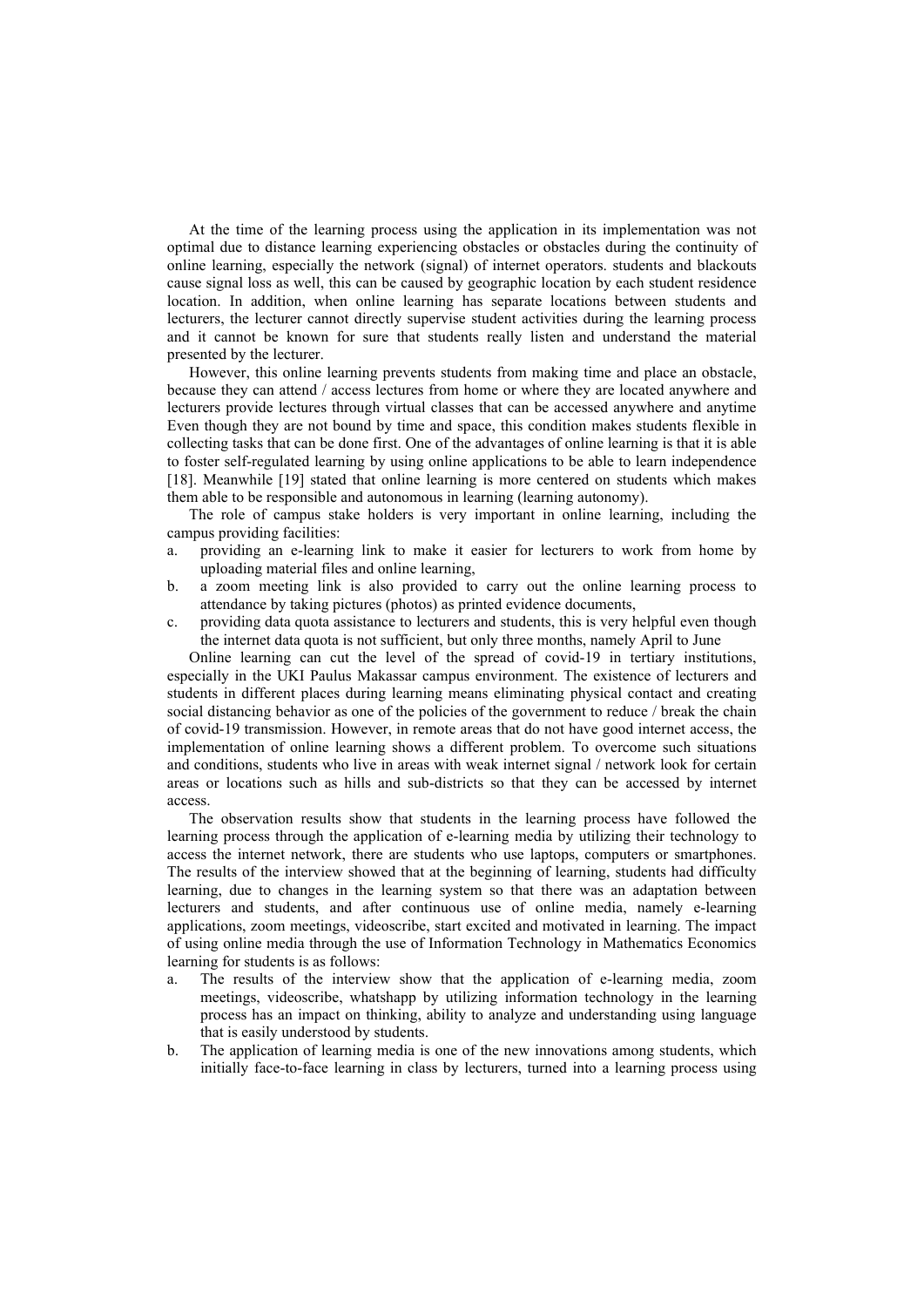At the time of the learning process using the application in its implementation was not optimal due to distance learning experiencing obstacles or obstacles during the continuity of online learning, especially the network (signal) of internet operators. students and blackouts cause signal loss as well, this can be caused by geographic location by each student residence location. In addition, when online learning has separate locations between students and lecturers, the lecturer cannot directly supervise student activities during the learning process and it cannot be known for sure that students really listen and understand the material presented by the lecturer.

However, this online learning prevents students from making time and place an obstacle, because they can attend / access lectures from home or where they are located anywhere and lecturers provide lectures through virtual classes that can be accessed anywhere and anytime Even though they are not bound by time and space, this condition makes students flexible in collecting tasks that can be done first. One of the advantages of online learning is that it is able to foster self-regulated learning by using online applications to be able to learn independence [18]. Meanwhile [19] stated that online learning is more centered on students which makes them able to be responsible and autonomous in learning (learning autonomy).

The role of campus stake holders is very important in online learning, including the campus providing facilities:

a. providing an e-learning link to make it easier for lecturers to work from home by uploading material files and online learning,
b. a zoom meeting link is also provided to carry out the online learning process to attendance by taking pictures (photos) as printed evidence documents,
c. providing data quota assistance to lecturers and students, this is very helpful even though the internet data quota is not sufficient, but only three months, namely April to June

Online learning can cut the level of the spread of covid-19 in tertiary institutions, especially in the UKI Paulus Makassar campus environment. The existence of lecturers and students in different places during learning means eliminating physical contact and creating social distancing behavior as one of the policies of the government to reduce / break the chain of covid-19 transmission. However, in remote areas that do not have good internet access, the implementation of online learning shows a different problem. To overcome such situations and conditions, students who live in areas with weak internet signal / network look for certain areas or locations such as hills and sub-districts so that they can be accessed by internet access.

The observation results show that students in the learning process have followed the learning process through the application of e-learning media by utilizing their technology to access the internet network, there are students who use laptops, computers or smartphones. The results of the interview showed that at the beginning of learning, students had difficulty learning, due to changes in the learning system so that there was an adaptation between lecturers and students, and after continuous use of online media, namely e-learning applications, zoom meetings, videoscribe, start excited and motivated in learning. The impact of using online media through the use of Information Technology in Mathematics Economics learning for students is as follows:

a. The results of the interview show that the application of e-learning media, zoom meetings, videoscribe, whatshapp by utilizing information technology in the learning process has an impact on thinking, ability to analyze and understanding using language that is easily understood by students.
b. The application of learning media is one of the new innovations among students, which initially face-to-face learning in class by lecturers, turned into a learning process using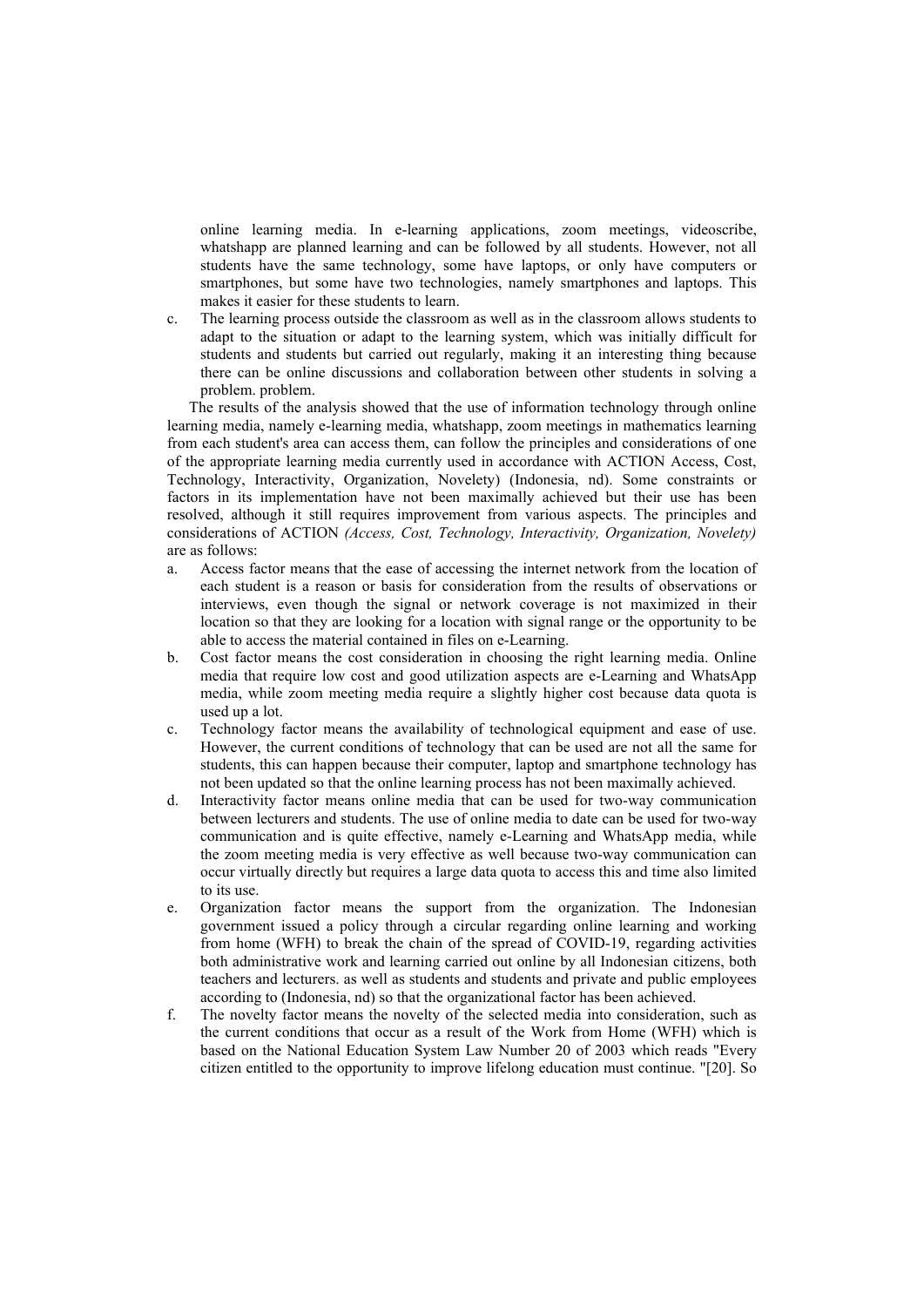online learning media. In e-learning applications, zoom meetings, videoscribe, whatshapp are planned learning and can be followed by all students. However, not all students have the same technology, some have laptops, or only have computers or smartphones, but some have two technologies, namely smartphones and laptops. This makes it easier for these students to learn.

c. The learning process outside the classroom as well as in the classroom allows students to adapt to the situation or adapt to the learning system, which was initially difficult for students and students but carried out regularly, making it an interesting thing because there can be online discussions and collaboration between other students in solving a problem. problem.

The results of the analysis showed that the use of information technology through online learning media, namely e-learning media, whatshapp, zoom meetings in mathematics learning from each student's area can access them, can follow the principles and considerations of one of the appropriate learning media currently used in accordance with ACTION Access, Cost, Technology, Interactivity, Organization, Novelety) (Indonesia, nd). Some constraints or factors in its implementation have not been maximally achieved but their use has been resolved, although it still requires improvement from various aspects. The principles and considerations of ACTION *(Access, Cost, Technology, Interactivity, Organization, Novelety)* are as follows:

a. Access factor means that the ease of accessing the internet network from the location of each student is a reason or basis for consideration from the results of observations or interviews, even though the signal or network coverage is not maximized in their location so that they are looking for a location with signal range or the opportunity to be able to access the material contained in files on e-Learning.
b. Cost factor means the cost consideration in choosing the right learning media. Online media that require low cost and good utilization aspects are e-Learning and WhatsApp media, while zoom meeting media require a slightly higher cost because data quota is used up a lot.
c. Technology factor means the availability of technological equipment and ease of use. However, the current conditions of technology that can be used are not all the same for students, this can happen because their computer, laptop and smartphone technology has not been updated so that the online learning process has not been maximally achieved.
d. Interactivity factor means online media that can be used for two-way communication between lecturers and students. The use of online media to date can be used for two-way communication and is quite effective, namely e-Learning and WhatsApp media, while the zoom meeting media is very effective as well because two-way communication can occur virtually directly but requires a large data quota to access this and time also limited to its use.
e. Organization factor means the support from the organization. The Indonesian government issued a policy through a circular regarding online learning and working from home (WFH) to break the chain of the spread of COVID-19, regarding activities both administrative work and learning carried out online by all Indonesian citizens, both teachers and lecturers. as well as students and students and private and public employees according to (Indonesia, nd) so that the organizational factor has been achieved.
f. The novelty factor means the novelty of the selected media into consideration, such as the current conditions that occur as a result of the Work from Home (WFH) which is based on the National Education System Law Number 20 of 2003 which reads "Every citizen entitled to the opportunity to improve lifelong education must continue. "[20]. So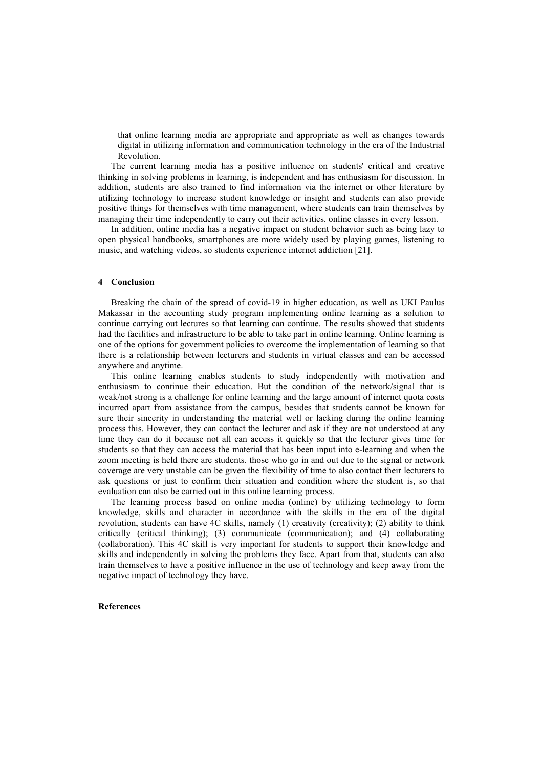that online learning media are appropriate and appropriate as well as changes towards digital in utilizing information and communication technology in the era of the Industrial Revolution.

The current learning media has a positive influence on students' critical and creative thinking in solving problems in learning, is independent and has enthusiasm for discussion. In addition, students are also trained to find information via the internet or other literature by utilizing technology to increase student knowledge or insight and students can also provide positive things for themselves with time management, where students can train themselves by managing their time independently to carry out their activities. online classes in every lesson.

In addition, online media has a negative impact on student behavior such as being lazy to open physical handbooks, smartphones are more widely used by playing games, listening to music, and watching videos, so students experience internet addiction [21].

## 4 Conclusion

Breaking the chain of the spread of covid-19 in higher education, as well as UKI Paulus Makassar in the accounting study program implementing online learning as a solution to continue carrying out lectures so that learning can continue. The results showed that students had the facilities and infrastructure to be able to take part in online learning. Online learning is one of the options for government policies to overcome the implementation of learning so that there is a relationship between lecturers and students in virtual classes and can be accessed anywhere and anytime.

This online learning enables students to study independently with motivation and enthusiasm to continue their education. But the condition of the network/signal that is weak/not strong is a challenge for online learning and the large amount of internet quota costs incurred apart from assistance from the campus, besides that students cannot be known for sure their sincerity in understanding the material well or lacking during the online learning process this. However, they can contact the lecturer and ask if they are not understood at any time they can do it because not all can access it quickly so that the lecturer gives time for students so that they can access the material that has been input into e-learning and when the zoom meeting is held there are students. those who go in and out due to the signal or network coverage are very unstable can be given the flexibility of time to also contact their lecturers to ask questions or just to confirm their situation and condition where the student is, so that evaluation can also be carried out in this online learning process.

The learning process based on online media (online) by utilizing technology to form knowledge, skills and character in accordance with the skills in the era of the digital revolution, students can have 4C skills, namely (1) creativity (creativity); (2) ability to think critically (critical thinking); (3) communicate (communication); and (4) collaborating (collaboration). This 4C skill is very important for students to support their knowledge and skills and independently in solving the problems they face. Apart from that, students can also train themselves to have a positive influence in the use of technology and keep away from the negative impact of technology they have.

## References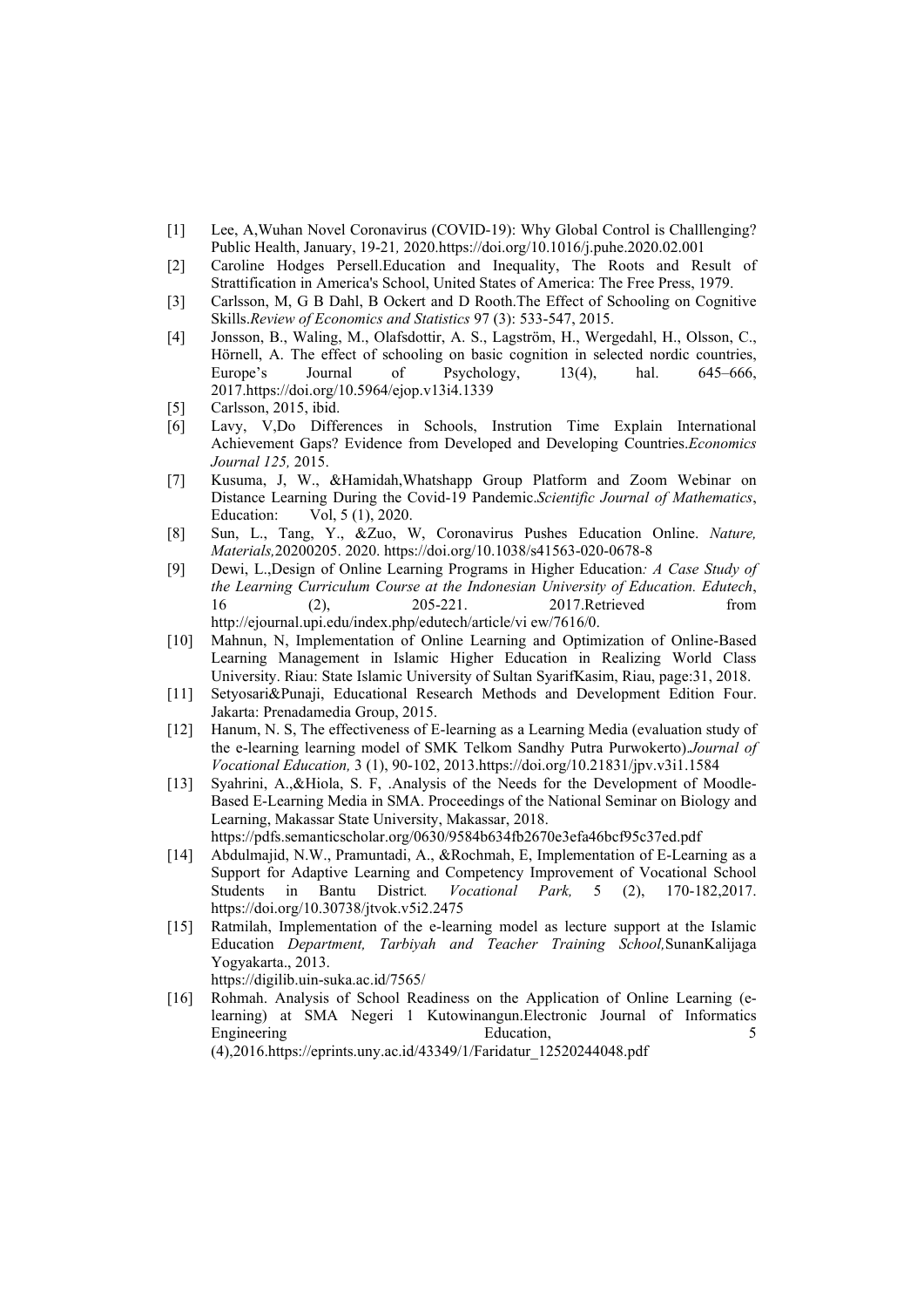[1] Lee, A,Wuhan Novel Coronavirus (COVID-19): Why Global Control is Challlenging? Public Health, January, 19-21, 2020.https://doi.org/10.1016/j.puhe.2020.02.001

[2] Caroline Hodges Persell.Education and Inequality, The Roots and Result of Strattification in America's School, United States of America: The Free Press, 1979.

[3] Carlsson, M, G B Dahl, B Ockert and D Rooth.The Effect of Schooling on Cognitive Skills.*Review of Economics and Statistics* 97 (3): 533-547, 2015.

[4] Jonsson, B., Waling, M., Olafsdottir, A. S., Lagström, H., Wergedahl, H., Olsson, C., Hörnell, A. The effect of schooling on basic cognition in selected nordic countries, Europe's Journal of Psychology, 13(4), hal. 645–666, 2017.https://doi.org/10.5964/ejop.v13i4.1339

[5] Carlsson, 2015, ibid.

[6] Lavy, V,Do Differences in Schools, Instrution Time Explain International Achievement Gaps? Evidence from Developed and Developing Countries.*Economics Journal 125,* 2015.

[7] Kusuma, J, W., &Hamidah,Whatshapp Group Platform and Zoom Webinar on Distance Learning During the Covid-19 Pandemic.*Scientific Journal of Mathematics*, Education: Vol, 5 (1), 2020.

[8] Sun, L., Tang, Y., &Zuo, W, Coronavirus Pushes Education Online. *Nature, Materials,*20200205. 2020. https://doi.org/10.1038/s41563-020-0678-8

[9] Dewi, L.,Design of Online Learning Programs in Higher Education*: A Case Study of the Learning Curriculum Course at the Indonesian University of Education. Edutech*, 16 (2), 205-221. 2017.Retrieved from http://ejournal.upi.edu/index.php/edutech/article/vi ew/7616/0.

[10] Mahnun, N, Implementation of Online Learning and Optimization of Online-Based Learning Management in Islamic Higher Education in Realizing World Class University. Riau: State Islamic University of Sultan SyarifKasim, Riau, page:31, 2018.

[11] Setyosari&Punaji, Educational Research Methods and Development Edition Four. Jakarta: Prenadamedia Group, 2015.

[12] Hanum, N. S, The effectiveness of E-learning as a Learning Media (evaluation study of the e-learning learning model of SMK Telkom Sandhy Putra Purwokerto).*Journal of Vocational Education,* 3 (1), 90-102, 2013.https://doi.org/10.21831/jpv.v3i1.1584

[13] Syahrini, A.,&Hiola, S. F, .Analysis of the Needs for the Development of Moodle-Based E-Learning Media in SMA. Proceedings of the National Seminar on Biology and Learning, Makassar State University, Makassar, 2018. https://pdfs.semanticscholar.org/0630/9584b634fb2670e3efa46bcf95c37ed.pdf

[14] Abdulmajid, N.W., Pramuntadi, A., &Rochmah, E, Implementation of E-Learning as a Support for Adaptive Learning and Competency Improvement of Vocational School Students in Bantu District*. Vocational Park,* 5 (2), 170-182,2017. https://doi.org/10.30738/jtvok.v5i2.2475

[15] Ratmilah, Implementation of the e-learning model as lecture support at the Islamic Education *Department, Tarbiyah and Teacher Training School,*SunanKalijaga Yogyakarta., 2013. https://digilib.uin-suka.ac.id/7565/

[16] Rohmah. Analysis of School Readiness on the Application of Online Learning (e-learning) at SMA Negeri 1 Kutowinangun.Electronic Journal of Informatics Engineering Education, 5 (4),2016.https://eprints.uny.ac.id/43349/1/Faridatur_12520244048.pdf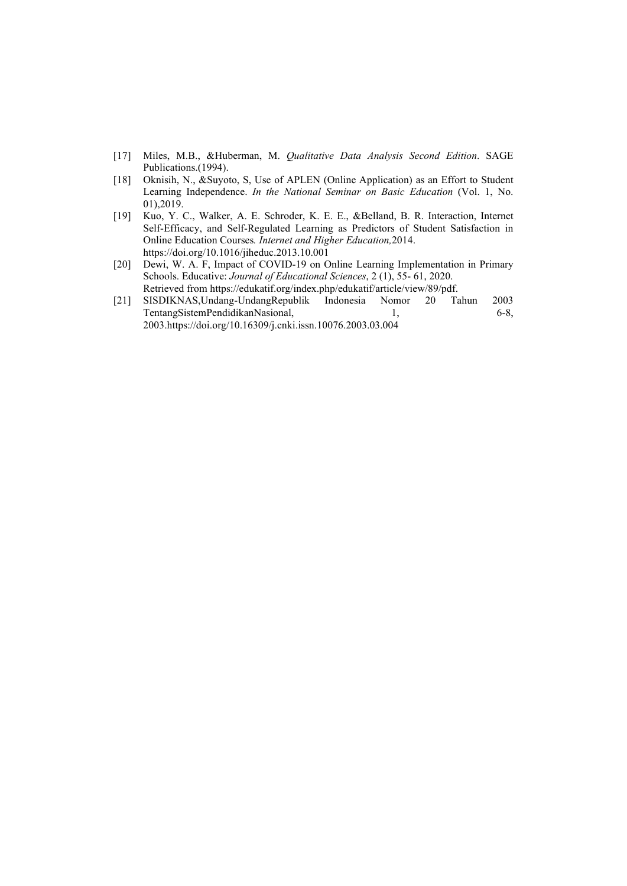[17] Miles, M.B., &Huberman, M. *Qualitative Data Analysis Second Edition*. SAGE Publications.(1994).

[18] Oknisih, N., &Suyoto, S, Use of APLEN (Online Application) as an Effort to Student Learning Independence. *In the National Seminar on Basic Education* (Vol. 1, No. 01),2019.

[19] Kuo, Y. C., Walker, A. E. Schroder, K. E. E., &Belland, B. R. Interaction, Internet Self-Efficacy, and Self-Regulated Learning as Predictors of Student Satisfaction in Online Education Courses*. Internet and Higher Education,*2014. https://doi.org/10.1016/jiheduc.2013.10.001

[20] Dewi, W. A. F, Impact of COVID-19 on Online Learning Implementation in Primary Schools. Educative: *Journal of Educational Sciences*, 2 (1), 55- 61, 2020. Retrieved from https://edukatif.org/index.php/edukatif/article/view/89/pdf.

[21] SISDIKNAS,Undang-UndangRepublik Indonesia Nomor 20 Tahun 2003 TentangSistemPendidikanNasional, 1, 6-8, 2003.https://doi.org/10.16309/j.cnki.issn.10076.2003.03.004